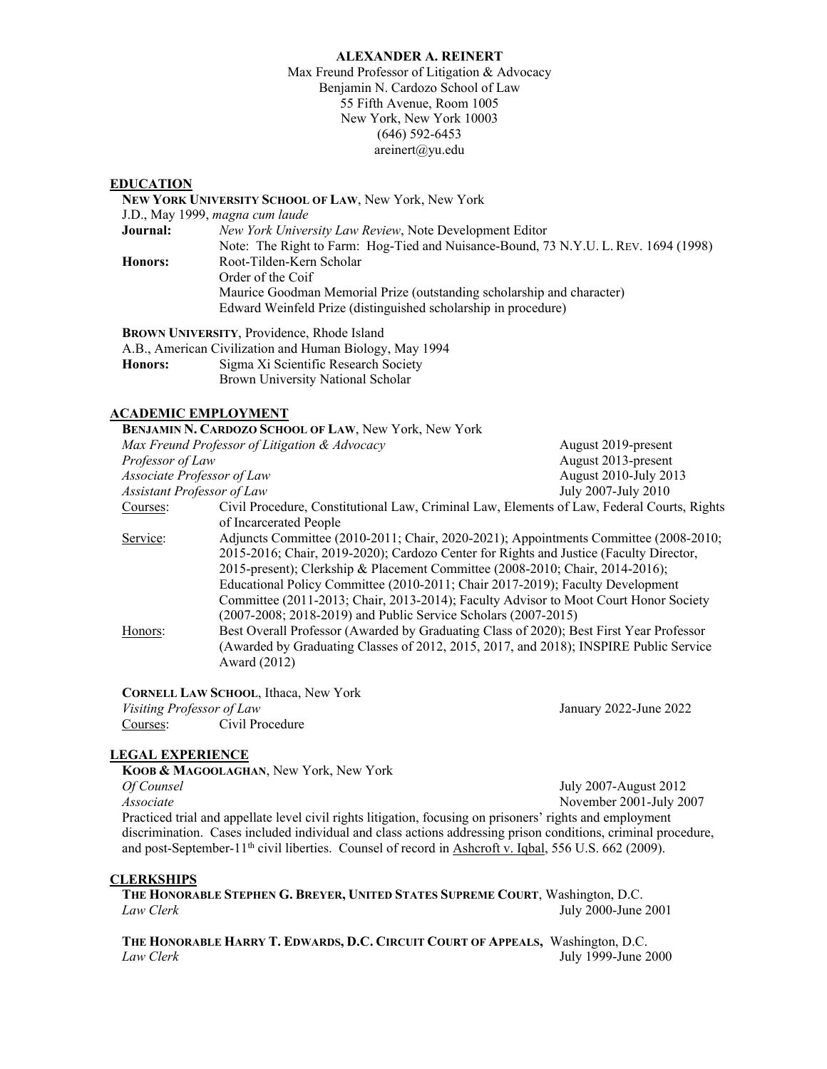# ALEXANDER A. REINERT

Max Freund Professor of Litigation & Advocacy
Benjamin N. Cardozo School of Law
55 Fifth Avenue, Room 1005
New York, New York 10003
(646) 592-6453
areinert@yu.edu

## EDUCATION

**NEW YORK UNIVERSITY SCHOOL OF LAW**, New York, New York
J.D., May 1999, *magna cum laude*

**Journal:** *New York University Law Review*, Note Development Editor
Note: The Right to Farm: Hog-Tied and Nuisance-Bound, 73 N.Y.U. L. REV. 1694 (1998)

**Honors:** Root-Tilden-Kern Scholar
Order of the Coif
Maurice Goodman Memorial Prize (outstanding scholarship and character)
Edward Weinfeld Prize (distinguished scholarship in procedure)

**BROWN UNIVERSITY**, Providence, Rhode Island
A.B., American Civilization and Human Biology, May 1994

**Honors:** Sigma Xi Scientific Research Society
Brown University National Scholar

## ACADEMIC EMPLOYMENT

**BENJAMIN N. CARDOZO SCHOOL OF LAW**, New York, New York

*Max Freund Professor of Litigation & Advocacy* — August 2019-present
*Professor of Law* — August 2013-present
*Associate Professor of Law* — August 2010-July 2013
*Assistant Professor of Law* — July 2007-July 2010

Courses: Civil Procedure, Constitutional Law, Criminal Law, Elements of Law, Federal Courts, Rights of Incarcerated People

Service: Adjuncts Committee (2010-2011; Chair, 2020-2021); Appointments Committee (2008-2010; 2015-2016; Chair, 2019-2020); Cardozo Center for Rights and Justice (Faculty Director, 2015-present); Clerkship & Placement Committee (2008-2010; Chair, 2014-2016); Educational Policy Committee (2010-2011; Chair 2017-2019); Faculty Development Committee (2011-2013; Chair, 2013-2014); Faculty Advisor to Moot Court Honor Society (2007-2008; 2018-2019) and Public Service Scholars (2007-2015)

Honors: Best Overall Professor (Awarded by Graduating Class of 2020); Best First Year Professor (Awarded by Graduating Classes of 2012, 2015, 2017, and 2018); INSPIRE Public Service Award (2012)

**CORNELL LAW SCHOOL**, Ithaca, New York

*Visiting Professor of Law* — January 2022-June 2022

Courses: Civil Procedure

## LEGAL EXPERIENCE

**KOOB & MAGOOLAGHAN**, New York, New York

*Of Counsel* — July 2007-August 2012
*Associate* — November 2001-July 2007

Practiced trial and appellate level civil rights litigation, focusing on prisoners' rights and employment discrimination. Cases included individual and class actions addressing prison conditions, criminal procedure, and post-September-11th civil liberties. Counsel of record in Ashcroft v. Iqbal, 556 U.S. 662 (2009).

## CLERKSHIPS

**THE HONORABLE STEPHEN G. BREYER, UNITED STATES SUPREME COURT**, Washington, D.C.
*Law Clerk* — July 2000-June 2001

**THE HONORABLE HARRY T. EDWARDS, D.C. CIRCUIT COURT OF APPEALS,** Washington, D.C.
*Law Clerk* — July 1999-June 2000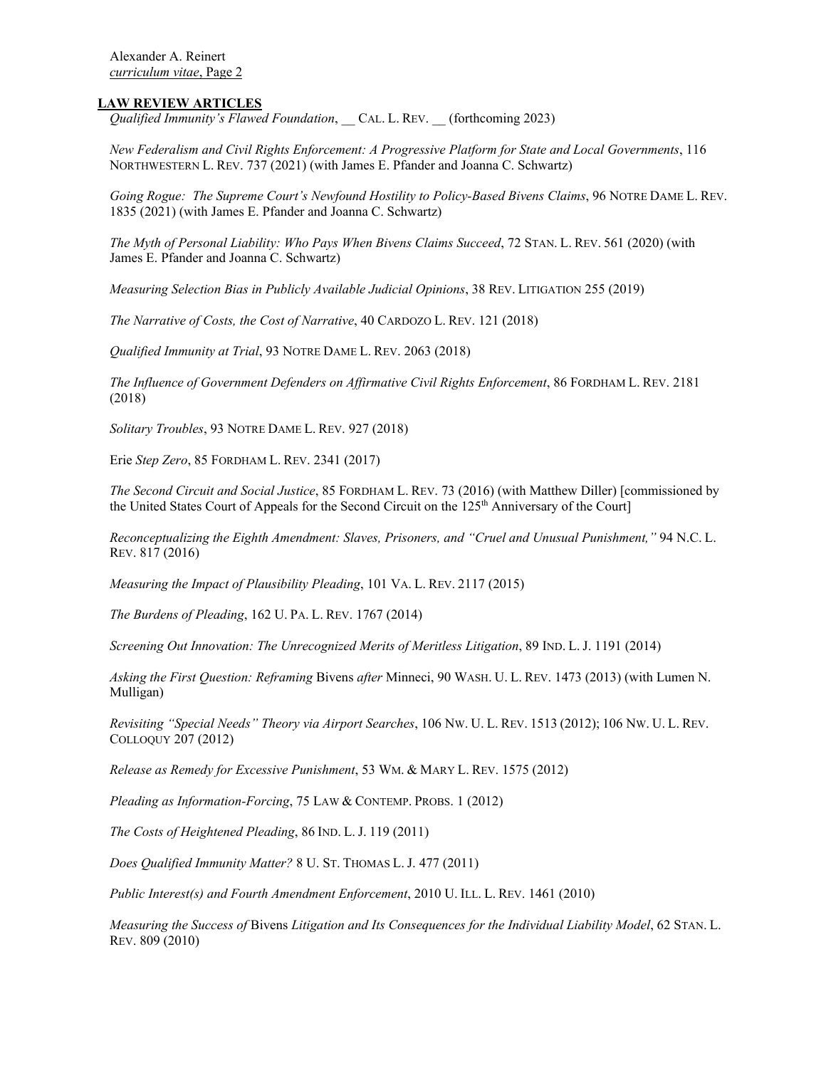## LAW REVIEW ARTICLES

*Qualified Immunity's Flawed Foundation*, __ CAL. L. REV. __ (forthcoming 2023)

*New Federalism and Civil Rights Enforcement: A Progressive Platform for State and Local Governments*, 116 NORTHWESTERN L. REV. 737 (2021) (with James E. Pfander and Joanna C. Schwartz)

*Going Rogue: The Supreme Court's Newfound Hostility to Policy-Based Bivens Claims*, 96 NOTRE DAME L. REV. 1835 (2021) (with James E. Pfander and Joanna C. Schwartz)

*The Myth of Personal Liability: Who Pays When Bivens Claims Succeed*, 72 STAN. L. REV. 561 (2020) (with James E. Pfander and Joanna C. Schwartz)

*Measuring Selection Bias in Publicly Available Judicial Opinions*, 38 REV. LITIGATION 255 (2019)

*The Narrative of Costs, the Cost of Narrative*, 40 CARDOZO L. REV. 121 (2018)

*Qualified Immunity at Trial*, 93 NOTRE DAME L. REV. 2063 (2018)

*The Influence of Government Defenders on Affirmative Civil Rights Enforcement*, 86 FORDHAM L. REV. 2181 (2018)

*Solitary Troubles*, 93 NOTRE DAME L. REV. 927 (2018)

Erie *Step Zero*, 85 FORDHAM L. REV. 2341 (2017)

*The Second Circuit and Social Justice*, 85 FORDHAM L. REV. 73 (2016) (with Matthew Diller) [commissioned by the United States Court of Appeals for the Second Circuit on the 125th Anniversary of the Court]

*Reconceptualizing the Eighth Amendment: Slaves, Prisoners, and "Cruel and Unusual Punishment,"* 94 N.C. L. REV. 817 (2016)

*Measuring the Impact of Plausibility Pleading*, 101 VA. L. REV. 2117 (2015)

*The Burdens of Pleading*, 162 U. PA. L. REV. 1767 (2014)

*Screening Out Innovation: The Unrecognized Merits of Meritless Litigation*, 89 IND. L. J. 1191 (2014)

*Asking the First Question: Reframing* Bivens *after* Minneci, 90 WASH. U. L. REV. 1473 (2013) (with Lumen N. Mulligan)

*Revisiting "Special Needs" Theory via Airport Searches*, 106 NW. U. L. REV. 1513 (2012); 106 NW. U. L. REV. COLLOQUY 207 (2012)

*Release as Remedy for Excessive Punishment*, 53 WM. & MARY L. REV. 1575 (2012)

*Pleading as Information-Forcing*, 75 LAW & CONTEMP. PROBS. 1 (2012)

*The Costs of Heightened Pleading*, 86 IND. L. J. 119 (2011)

*Does Qualified Immunity Matter?* 8 U. ST. THOMAS L. J. 477 (2011)

*Public Interest(s) and Fourth Amendment Enforcement*, 2010 U. ILL. L. REV. 1461 (2010)

*Measuring the Success of* Bivens *Litigation and Its Consequences for the Individual Liability Model*, 62 STAN. L. REV. 809 (2010)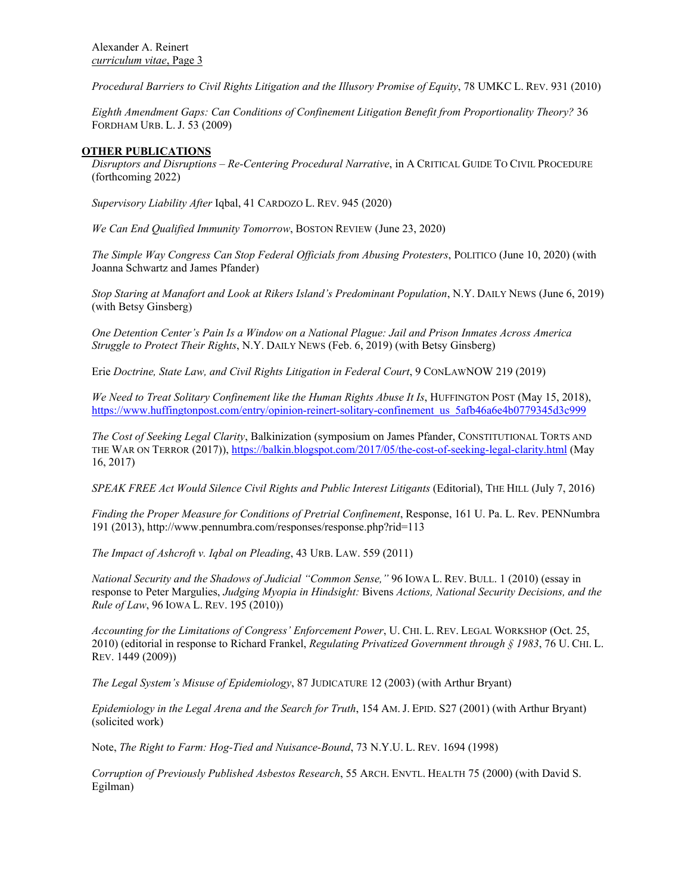*Procedural Barriers to Civil Rights Litigation and the Illusory Promise of Equity*, 78 UMKC L. REV. 931 (2010)

*Eighth Amendment Gaps: Can Conditions of Confinement Litigation Benefit from Proportionality Theory?* 36 FORDHAM URB. L. J. 53 (2009)

## OTHER PUBLICATIONS

*Disruptors and Disruptions – Re-Centering Procedural Narrative*, in A CRITICAL GUIDE TO CIVIL PROCEDURE (forthcoming 2022)

*Supervisory Liability After* Iqbal, 41 CARDOZO L. REV. 945 (2020)

*We Can End Qualified Immunity Tomorrow*, BOSTON REVIEW (June 23, 2020)

*The Simple Way Congress Can Stop Federal Officials from Abusing Protesters*, POLITICO (June 10, 2020) (with Joanna Schwartz and James Pfander)

*Stop Staring at Manafort and Look at Rikers Island's Predominant Population*, N.Y. DAILY NEWS (June 6, 2019) (with Betsy Ginsberg)

*One Detention Center's Pain Is a Window on a National Plague: Jail and Prison Inmates Across America Struggle to Protect Their Rights*, N.Y. DAILY NEWS (Feb. 6, 2019) (with Betsy Ginsberg)

Erie *Doctrine, State Law, and Civil Rights Litigation in Federal Court*, 9 CONLAWNOW 219 (2019)

*We Need to Treat Solitary Confinement like the Human Rights Abuse It Is*, HUFFINGTON POST (May 15, 2018), https://www.huffingtonpost.com/entry/opinion-reinert-solitary-confinement_us_5afb46a6e4b0779345d3c999

*The Cost of Seeking Legal Clarity*, Balkinization (symposium on James Pfander, CONSTITUTIONAL TORTS AND THE WAR ON TERROR (2017)), https://balkin.blogspot.com/2017/05/the-cost-of-seeking-legal-clarity.html (May 16, 2017)

*SPEAK FREE Act Would Silence Civil Rights and Public Interest Litigants* (Editorial), THE HILL (July 7, 2016)

*Finding the Proper Measure for Conditions of Pretrial Confinement*, Response, 161 U. Pa. L. Rev. PENNumbra 191 (2013), http://www.pennumbra.com/responses/response.php?rid=113

*The Impact of Ashcroft v. Iqbal on Pleading*, 43 URB. LAW. 559 (2011)

*National Security and the Shadows of Judicial "Common Sense,"* 96 IOWA L. REV. BULL. 1 (2010) (essay in response to Peter Margulies, *Judging Myopia in Hindsight:* Bivens *Actions, National Security Decisions, and the Rule of Law*, 96 IOWA L. REV. 195 (2010))

*Accounting for the Limitations of Congress' Enforcement Power*, U. CHI. L. REV. LEGAL WORKSHOP (Oct. 25, 2010) (editorial in response to Richard Frankel, *Regulating Privatized Government through § 1983*, 76 U. CHI. L. REV. 1449 (2009))

*The Legal System's Misuse of Epidemiology*, 87 JUDICATURE 12 (2003) (with Arthur Bryant)

*Epidemiology in the Legal Arena and the Search for Truth*, 154 AM. J. EPID. S27 (2001) (with Arthur Bryant) (solicited work)

Note, *The Right to Farm: Hog-Tied and Nuisance-Bound*, 73 N.Y.U. L. REV. 1694 (1998)

*Corruption of Previously Published Asbestos Research*, 55 ARCH. ENVTL. HEALTH 75 (2000) (with David S. Egilman)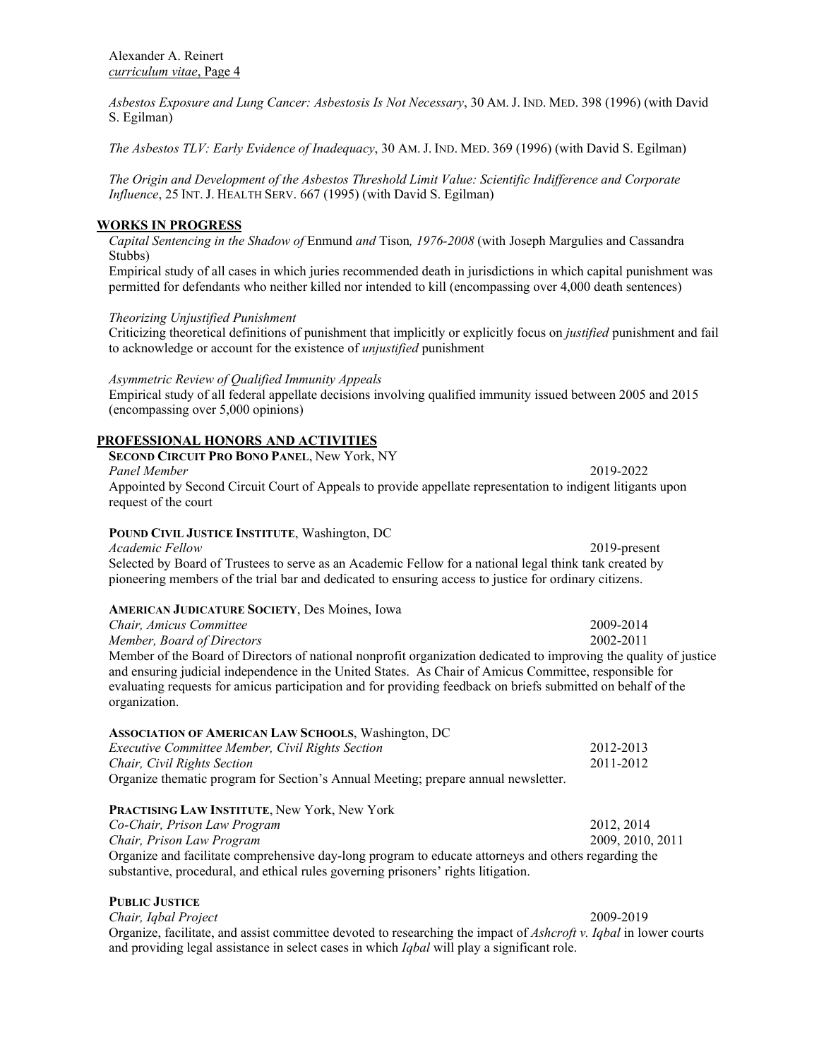*Asbestos Exposure and Lung Cancer: Asbestosis Is Not Necessary*, 30 AM. J. IND. MED. 398 (1996) (with David S. Egilman)

*The Asbestos TLV: Early Evidence of Inadequacy*, 30 AM. J. IND. MED. 369 (1996) (with David S. Egilman)

*The Origin and Development of the Asbestos Threshold Limit Value: Scientific Indifference and Corporate Influence*, 25 INT. J. HEALTH SERV. 667 (1995) (with David S. Egilman)

## WORKS IN PROGRESS

*Capital Sentencing in the Shadow of* Enmund *and* Tison*, 1976-2008* (with Joseph Margulies and Cassandra Stubbs)
Empirical study of all cases in which juries recommended death in jurisdictions in which capital punishment was permitted for defendants who neither killed nor intended to kill (encompassing over 4,000 death sentences)

*Theorizing Unjustified Punishment*
Criticizing theoretical definitions of punishment that implicitly or explicitly focus on *justified* punishment and fail to acknowledge or account for the existence of *unjustified* punishment

*Asymmetric Review of Qualified Immunity Appeals*
Empirical study of all federal appellate decisions involving qualified immunity issued between 2005 and 2015 (encompassing over 5,000 opinions)

## PROFESSIONAL HONORS AND ACTIVITIES

**SECOND CIRCUIT PRO BONO PANEL**, New York, NY
*Panel Member* 2019-2022
Appointed by Second Circuit Court of Appeals to provide appellate representation to indigent litigants upon request of the court

**POUND CIVIL JUSTICE INSTITUTE**, Washington, DC
*Academic Fellow* 2019-present
Selected by Board of Trustees to serve as an Academic Fellow for a national legal think tank created by pioneering members of the trial bar and dedicated to ensuring access to justice for ordinary citizens.

**AMERICAN JUDICATURE SOCIETY**, Des Moines, Iowa
*Chair, Amicus Committee* 2009-2014
*Member, Board of Directors* 2002-2011
Member of the Board of Directors of national nonprofit organization dedicated to improving the quality of justice and ensuring judicial independence in the United States. As Chair of Amicus Committee, responsible for evaluating requests for amicus participation and for providing feedback on briefs submitted on behalf of the organization.

**ASSOCIATION OF AMERICAN LAW SCHOOLS**, Washington, DC
*Executive Committee Member, Civil Rights Section* 2012-2013
*Chair, Civil Rights Section* 2011-2012
Organize thematic program for Section's Annual Meeting; prepare annual newsletter.

**PRACTISING LAW INSTITUTE**, New York, New York
*Co-Chair, Prison Law Program* 2012, 2014
*Chair, Prison Law Program* 2009, 2010, 2011
Organize and facilitate comprehensive day-long program to educate attorneys and others regarding the substantive, procedural, and ethical rules governing prisoners' rights litigation.

**PUBLIC JUSTICE**
*Chair, Iqbal Project* 2009-2019
Organize, facilitate, and assist committee devoted to researching the impact of *Ashcroft v. Iqbal* in lower courts and providing legal assistance in select cases in which *Iqbal* will play a significant role.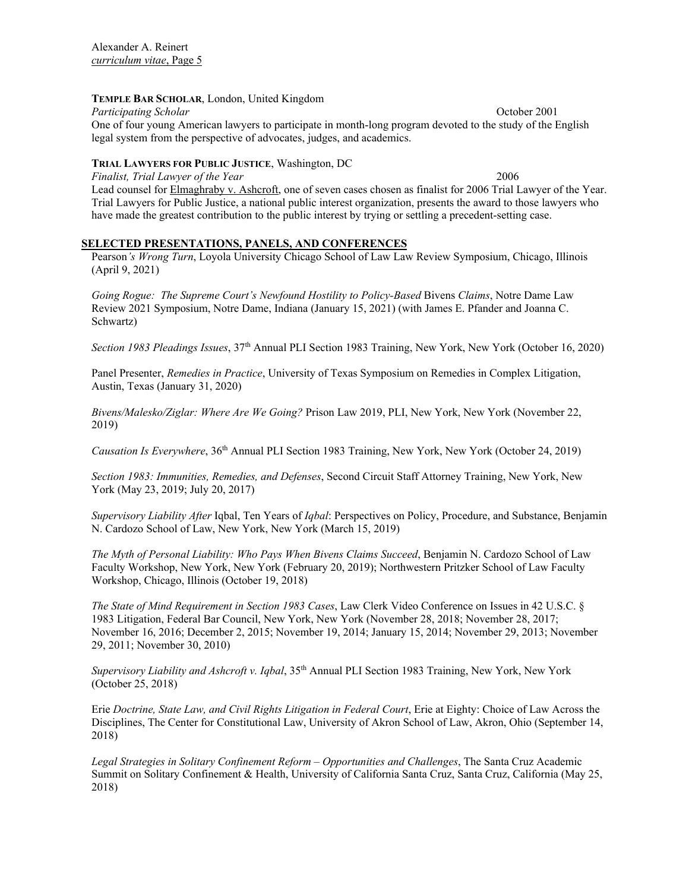**TEMPLE BAR SCHOLAR**, London, United Kingdom

*Participating Scholar* October 2001

One of four young American lawyers to participate in month-long program devoted to the study of the English legal system from the perspective of advocates, judges, and academics.

**TRIAL LAWYERS FOR PUBLIC JUSTICE**, Washington, DC

*Finalist, Trial Lawyer of the Year* 2006

Lead counsel for Elmaghraby v. Ashcroft, one of seven cases chosen as finalist for 2006 Trial Lawyer of the Year. Trial Lawyers for Public Justice, a national public interest organization, presents the award to those lawyers who have made the greatest contribution to the public interest by trying or settling a precedent-setting case.

## SELECTED PRESENTATIONS, PANELS, AND CONFERENCES

Pearson*'s Wrong Turn*, Loyola University Chicago School of Law Law Review Symposium, Chicago, Illinois (April 9, 2021)

*Going Rogue: The Supreme Court's Newfound Hostility to Policy-Based* Bivens *Claims*, Notre Dame Law Review 2021 Symposium, Notre Dame, Indiana (January 15, 2021) (with James E. Pfander and Joanna C. Schwartz)

*Section 1983 Pleadings Issues*, 37th Annual PLI Section 1983 Training, New York, New York (October 16, 2020)

Panel Presenter, *Remedies in Practice*, University of Texas Symposium on Remedies in Complex Litigation, Austin, Texas (January 31, 2020)

*Bivens/Malesko/Ziglar: Where Are We Going?* Prison Law 2019, PLI, New York, New York (November 22, 2019)

*Causation Is Everywhere*, 36th Annual PLI Section 1983 Training, New York, New York (October 24, 2019)

*Section 1983: Immunities, Remedies, and Defenses*, Second Circuit Staff Attorney Training, New York, New York (May 23, 2019; July 20, 2017)

*Supervisory Liability After* Iqbal, Ten Years of *Iqbal*: Perspectives on Policy, Procedure, and Substance, Benjamin N. Cardozo School of Law, New York, New York (March 15, 2019)

*The Myth of Personal Liability: Who Pays When Bivens Claims Succeed*, Benjamin N. Cardozo School of Law Faculty Workshop, New York, New York (February 20, 2019); Northwestern Pritzker School of Law Faculty Workshop, Chicago, Illinois (October 19, 2018)

*The State of Mind Requirement in Section 1983 Cases*, Law Clerk Video Conference on Issues in 42 U.S.C. § 1983 Litigation, Federal Bar Council, New York, New York (November 28, 2018; November 28, 2017; November 16, 2016; December 2, 2015; November 19, 2014; January 15, 2014; November 29, 2013; November 29, 2011; November 30, 2010)

*Supervisory Liability and Ashcroft v. Iqbal*, 35th Annual PLI Section 1983 Training, New York, New York (October 25, 2018)

Erie *Doctrine, State Law, and Civil Rights Litigation in Federal Court*, Erie at Eighty: Choice of Law Across the Disciplines, The Center for Constitutional Law, University of Akron School of Law, Akron, Ohio (September 14, 2018)

*Legal Strategies in Solitary Confinement Reform – Opportunities and Challenges*, The Santa Cruz Academic Summit on Solitary Confinement & Health, University of California Santa Cruz, Santa Cruz, California (May 25, 2018)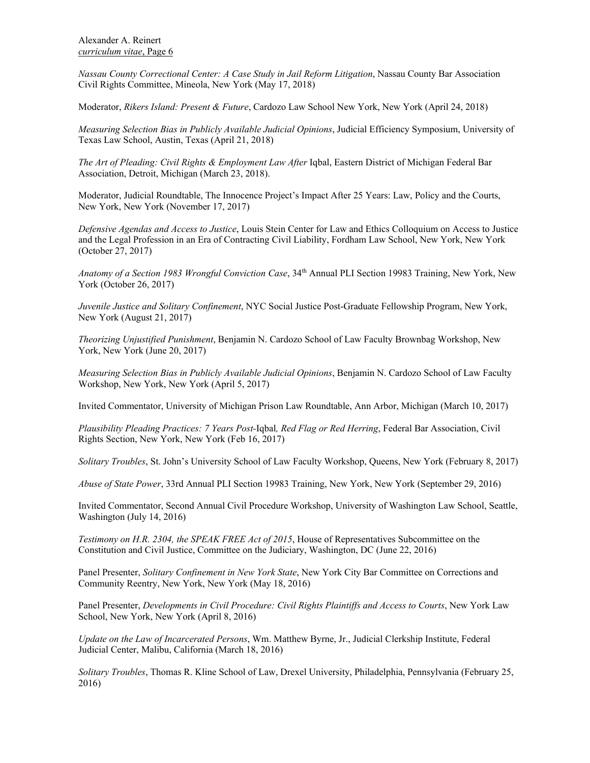*Nassau County Correctional Center: A Case Study in Jail Reform Litigation*, Nassau County Bar Association Civil Rights Committee, Mineola, New York (May 17, 2018)

Moderator, *Rikers Island: Present & Future*, Cardozo Law School New York, New York (April 24, 2018)

*Measuring Selection Bias in Publicly Available Judicial Opinions*, Judicial Efficiency Symposium, University of Texas Law School, Austin, Texas (April 21, 2018)

*The Art of Pleading: Civil Rights & Employment Law After* Iqbal, Eastern District of Michigan Federal Bar Association, Detroit, Michigan (March 23, 2018).

Moderator, Judicial Roundtable, The Innocence Project's Impact After 25 Years: Law, Policy and the Courts, New York, New York (November 17, 2017)

*Defensive Agendas and Access to Justice*, Louis Stein Center for Law and Ethics Colloquium on Access to Justice and the Legal Profession in an Era of Contracting Civil Liability, Fordham Law School, New York, New York (October 27, 2017)

*Anatomy of a Section 1983 Wrongful Conviction Case*, 34th Annual PLI Section 19983 Training, New York, New York (October 26, 2017)

*Juvenile Justice and Solitary Confinement*, NYC Social Justice Post-Graduate Fellowship Program, New York, New York (August 21, 2017)

*Theorizing Unjustified Punishment*, Benjamin N. Cardozo School of Law Faculty Brownbag Workshop, New York, New York (June 20, 2017)

*Measuring Selection Bias in Publicly Available Judicial Opinions*, Benjamin N. Cardozo School of Law Faculty Workshop, New York, New York (April 5, 2017)

Invited Commentator, University of Michigan Prison Law Roundtable, Ann Arbor, Michigan (March 10, 2017)

*Plausibility Pleading Practices: 7 Years Post-*Iqbal*, Red Flag or Red Herring*, Federal Bar Association, Civil Rights Section, New York, New York (Feb 16, 2017)

*Solitary Troubles*, St. John's University School of Law Faculty Workshop, Queens, New York (February 8, 2017)

*Abuse of State Power*, 33rd Annual PLI Section 19983 Training, New York, New York (September 29, 2016)

Invited Commentator, Second Annual Civil Procedure Workshop, University of Washington Law School, Seattle, Washington (July 14, 2016)

*Testimony on H.R. 2304, the SPEAK FREE Act of 2015*, House of Representatives Subcommittee on the Constitution and Civil Justice, Committee on the Judiciary, Washington, DC (June 22, 2016)

Panel Presenter, *Solitary Confinement in New York State*, New York City Bar Committee on Corrections and Community Reentry, New York, New York (May 18, 2016)

Panel Presenter, *Developments in Civil Procedure: Civil Rights Plaintiffs and Access to Courts*, New York Law School, New York, New York (April 8, 2016)

*Update on the Law of Incarcerated Persons*, Wm. Matthew Byrne, Jr., Judicial Clerkship Institute, Federal Judicial Center, Malibu, California (March 18, 2016)

*Solitary Troubles*, Thomas R. Kline School of Law, Drexel University, Philadelphia, Pennsylvania (February 25, 2016)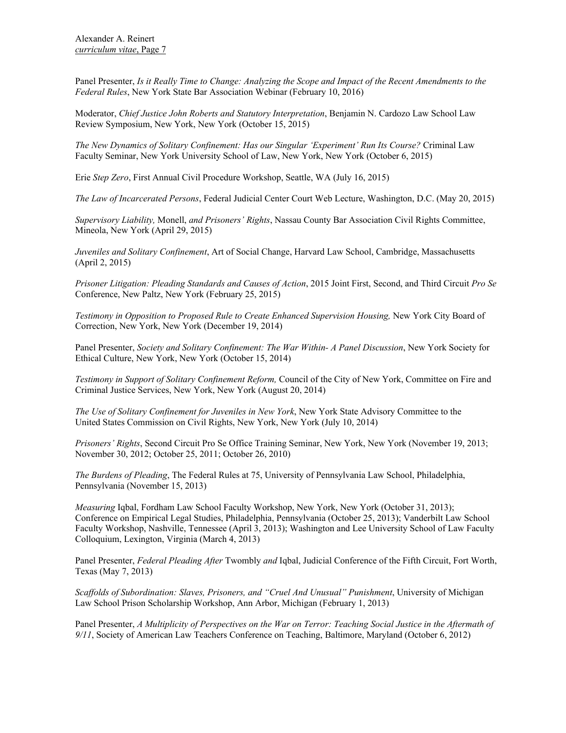Panel Presenter, *Is it Really Time to Change: Analyzing the Scope and Impact of the Recent Amendments to the Federal Rules*, New York State Bar Association Webinar (February 10, 2016)

Moderator, *Chief Justice John Roberts and Statutory Interpretation*, Benjamin N. Cardozo Law School Law Review Symposium, New York, New York (October 15, 2015)

*The New Dynamics of Solitary Confinement: Has our Singular 'Experiment' Run Its Course?* Criminal Law Faculty Seminar, New York University School of Law, New York, New York (October 6, 2015)

Erie *Step Zero*, First Annual Civil Procedure Workshop, Seattle, WA (July 16, 2015)

*The Law of Incarcerated Persons*, Federal Judicial Center Court Web Lecture, Washington, D.C. (May 20, 2015)

*Supervisory Liability,* Monell, *and Prisoners' Rights*, Nassau County Bar Association Civil Rights Committee, Mineola, New York (April 29, 2015)

*Juveniles and Solitary Confinement*, Art of Social Change, Harvard Law School, Cambridge, Massachusetts (April 2, 2015)

*Prisoner Litigation: Pleading Standards and Causes of Action*, 2015 Joint First, Second, and Third Circuit *Pro Se* Conference, New Paltz, New York (February 25, 2015)

*Testimony in Opposition to Proposed Rule to Create Enhanced Supervision Housing,* New York City Board of Correction, New York, New York (December 19, 2014)

Panel Presenter, *Society and Solitary Confinement: The War Within- A Panel Discussion*, New York Society for Ethical Culture, New York, New York (October 15, 2014)

*Testimony in Support of Solitary Confinement Reform,* Council of the City of New York, Committee on Fire and Criminal Justice Services, New York, New York (August 20, 2014)

*The Use of Solitary Confinement for Juveniles in New York*, New York State Advisory Committee to the United States Commission on Civil Rights, New York, New York (July 10, 2014)

*Prisoners' Rights*, Second Circuit Pro Se Office Training Seminar, New York, New York (November 19, 2013; November 30, 2012; October 25, 2011; October 26, 2010)

*The Burdens of Pleading*, The Federal Rules at 75, University of Pennsylvania Law School, Philadelphia, Pennsylvania (November 15, 2013)

*Measuring* Iqbal, Fordham Law School Faculty Workshop, New York, New York (October 31, 2013); Conference on Empirical Legal Studies, Philadelphia, Pennsylvania (October 25, 2013); Vanderbilt Law School Faculty Workshop, Nashville, Tennessee (April 3, 2013); Washington and Lee University School of Law Faculty Colloquium, Lexington, Virginia (March 4, 2013)

Panel Presenter, *Federal Pleading After* Twombly *and* Iqbal, Judicial Conference of the Fifth Circuit, Fort Worth, Texas (May 7, 2013)

*Scaffolds of Subordination: Slaves, Prisoners, and "Cruel And Unusual" Punishment*, University of Michigan Law School Prison Scholarship Workshop, Ann Arbor, Michigan (February 1, 2013)

Panel Presenter, *A Multiplicity of Perspectives on the War on Terror: Teaching Social Justice in the Aftermath of 9/11*, Society of American Law Teachers Conference on Teaching, Baltimore, Maryland (October 6, 2012)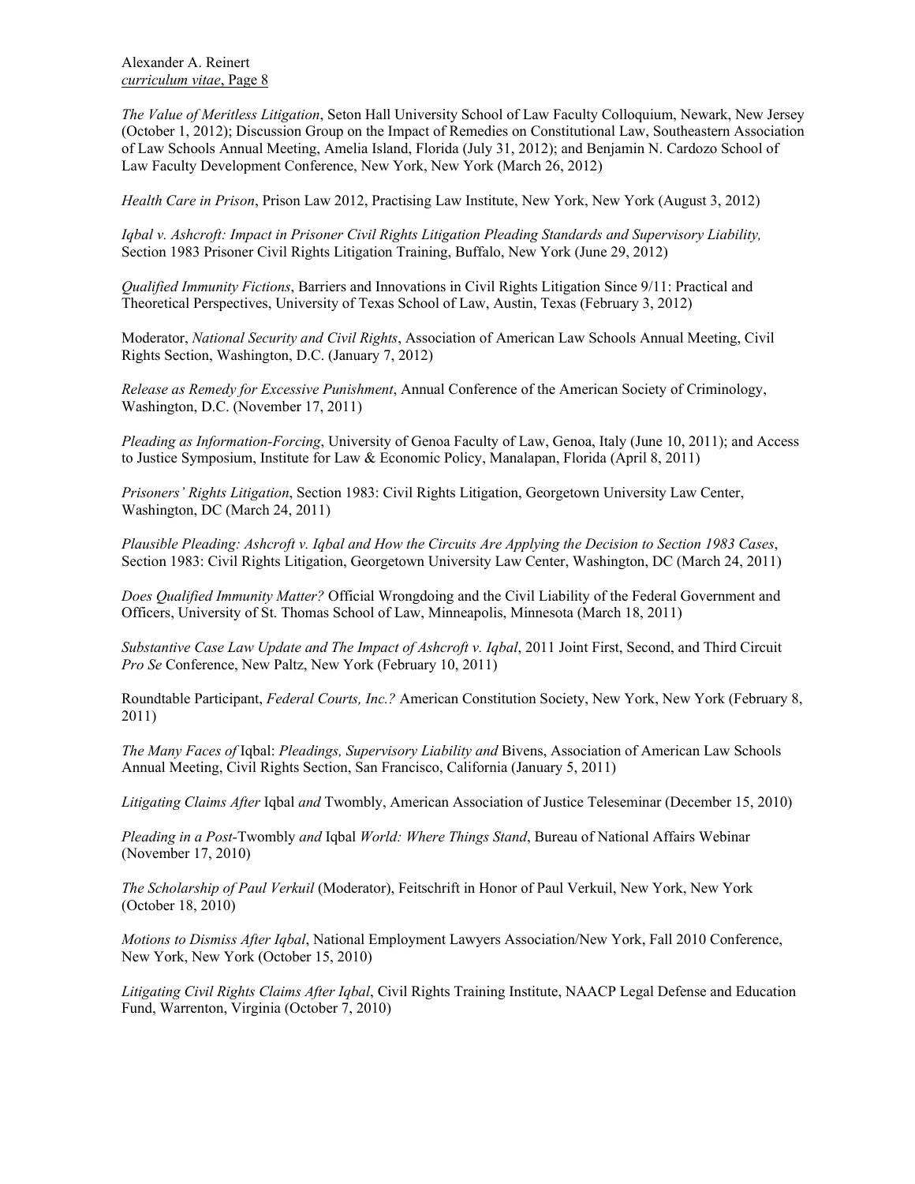*The Value of Meritless Litigation*, Seton Hall University School of Law Faculty Colloquium, Newark, New Jersey (October 1, 2012); Discussion Group on the Impact of Remedies on Constitutional Law, Southeastern Association of Law Schools Annual Meeting, Amelia Island, Florida (July 31, 2012); and Benjamin N. Cardozo School of Law Faculty Development Conference, New York, New York (March 26, 2012)

*Health Care in Prison*, Prison Law 2012, Practising Law Institute, New York, New York (August 3, 2012)

*Iqbal v. Ashcroft: Impact in Prisoner Civil Rights Litigation Pleading Standards and Supervisory Liability,* Section 1983 Prisoner Civil Rights Litigation Training, Buffalo, New York (June 29, 2012)

*Qualified Immunity Fictions*, Barriers and Innovations in Civil Rights Litigation Since 9/11: Practical and Theoretical Perspectives, University of Texas School of Law, Austin, Texas (February 3, 2012)

Moderator, *National Security and Civil Rights*, Association of American Law Schools Annual Meeting, Civil Rights Section, Washington, D.C. (January 7, 2012)

*Release as Remedy for Excessive Punishment*, Annual Conference of the American Society of Criminology, Washington, D.C. (November 17, 2011)

*Pleading as Information-Forcing*, University of Genoa Faculty of Law, Genoa, Italy (June 10, 2011); and Access to Justice Symposium, Institute for Law & Economic Policy, Manalapan, Florida (April 8, 2011)

*Prisoners' Rights Litigation*, Section 1983: Civil Rights Litigation, Georgetown University Law Center, Washington, DC (March 24, 2011)

*Plausible Pleading: Ashcroft v. Iqbal and How the Circuits Are Applying the Decision to Section 1983 Cases*, Section 1983: Civil Rights Litigation, Georgetown University Law Center, Washington, DC (March 24, 2011)

*Does Qualified Immunity Matter?* Official Wrongdoing and the Civil Liability of the Federal Government and Officers, University of St. Thomas School of Law, Minneapolis, Minnesota (March 18, 2011)

*Substantive Case Law Update and The Impact of Ashcroft v. Iqbal*, 2011 Joint First, Second, and Third Circuit *Pro Se* Conference, New Paltz, New York (February 10, 2011)

Roundtable Participant, *Federal Courts, Inc.?* American Constitution Society, New York, New York (February 8, 2011)

*The Many Faces of* Iqbal: *Pleadings, Supervisory Liability and* Bivens, Association of American Law Schools Annual Meeting, Civil Rights Section, San Francisco, California (January 5, 2011)

*Litigating Claims After* Iqbal *and* Twombly, American Association of Justice Teleseminar (December 15, 2010)

*Pleading in a Post-*Twombly *and* Iqbal *World: Where Things Stand*, Bureau of National Affairs Webinar (November 17, 2010)

*The Scholarship of Paul Verkuil* (Moderator), Feitschrift in Honor of Paul Verkuil, New York, New York (October 18, 2010)

*Motions to Dismiss After Iqbal*, National Employment Lawyers Association/New York, Fall 2010 Conference, New York, New York (October 15, 2010)

*Litigating Civil Rights Claims After Iqbal*, Civil Rights Training Institute, NAACP Legal Defense and Education Fund, Warrenton, Virginia (October 7, 2010)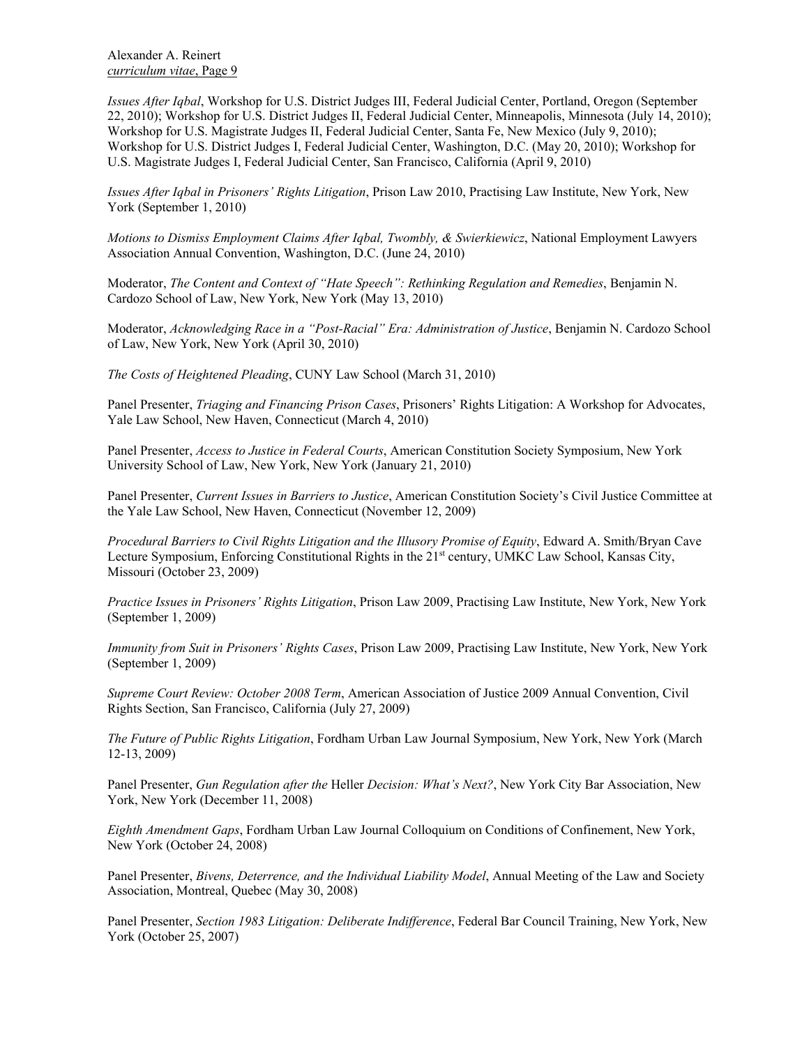*Issues After Iqbal*, Workshop for U.S. District Judges III, Federal Judicial Center, Portland, Oregon (September 22, 2010); Workshop for U.S. District Judges II, Federal Judicial Center, Minneapolis, Minnesota (July 14, 2010); Workshop for U.S. Magistrate Judges II, Federal Judicial Center, Santa Fe, New Mexico (July 9, 2010); Workshop for U.S. District Judges I, Federal Judicial Center, Washington, D.C. (May 20, 2010); Workshop for U.S. Magistrate Judges I, Federal Judicial Center, San Francisco, California (April 9, 2010)

*Issues After Iqbal in Prisoners' Rights Litigation*, Prison Law 2010, Practising Law Institute, New York, New York (September 1, 2010)

*Motions to Dismiss Employment Claims After Iqbal, Twombly, & Swierkiewicz*, National Employment Lawyers Association Annual Convention, Washington, D.C. (June 24, 2010)

Moderator, *The Content and Context of "Hate Speech": Rethinking Regulation and Remedies*, Benjamin N. Cardozo School of Law, New York, New York (May 13, 2010)

Moderator, *Acknowledging Race in a "Post-Racial" Era: Administration of Justice*, Benjamin N. Cardozo School of Law, New York, New York (April 30, 2010)

*The Costs of Heightened Pleading*, CUNY Law School (March 31, 2010)

Panel Presenter, *Triaging and Financing Prison Cases*, Prisoners' Rights Litigation: A Workshop for Advocates, Yale Law School, New Haven, Connecticut (March 4, 2010)

Panel Presenter, *Access to Justice in Federal Courts*, American Constitution Society Symposium, New York University School of Law, New York, New York (January 21, 2010)

Panel Presenter, *Current Issues in Barriers to Justice*, American Constitution Society's Civil Justice Committee at the Yale Law School, New Haven, Connecticut (November 12, 2009)

*Procedural Barriers to Civil Rights Litigation and the Illusory Promise of Equity*, Edward A. Smith/Bryan Cave Lecture Symposium, Enforcing Constitutional Rights in the 21st century, UMKC Law School, Kansas City, Missouri (October 23, 2009)

*Practice Issues in Prisoners' Rights Litigation*, Prison Law 2009, Practising Law Institute, New York, New York (September 1, 2009)

*Immunity from Suit in Prisoners' Rights Cases*, Prison Law 2009, Practising Law Institute, New York, New York (September 1, 2009)

*Supreme Court Review: October 2008 Term*, American Association of Justice 2009 Annual Convention, Civil Rights Section, San Francisco, California (July 27, 2009)

*The Future of Public Rights Litigation*, Fordham Urban Law Journal Symposium, New York, New York (March 12-13, 2009)

Panel Presenter, *Gun Regulation after the* Heller *Decision: What's Next?*, New York City Bar Association, New York, New York (December 11, 2008)

*Eighth Amendment Gaps*, Fordham Urban Law Journal Colloquium on Conditions of Confinement, New York, New York (October 24, 2008)

Panel Presenter, *Bivens, Deterrence, and the Individual Liability Model*, Annual Meeting of the Law and Society Association, Montreal, Quebec (May 30, 2008)

Panel Presenter, *Section 1983 Litigation: Deliberate Indifference*, Federal Bar Council Training, New York, New York (October 25, 2007)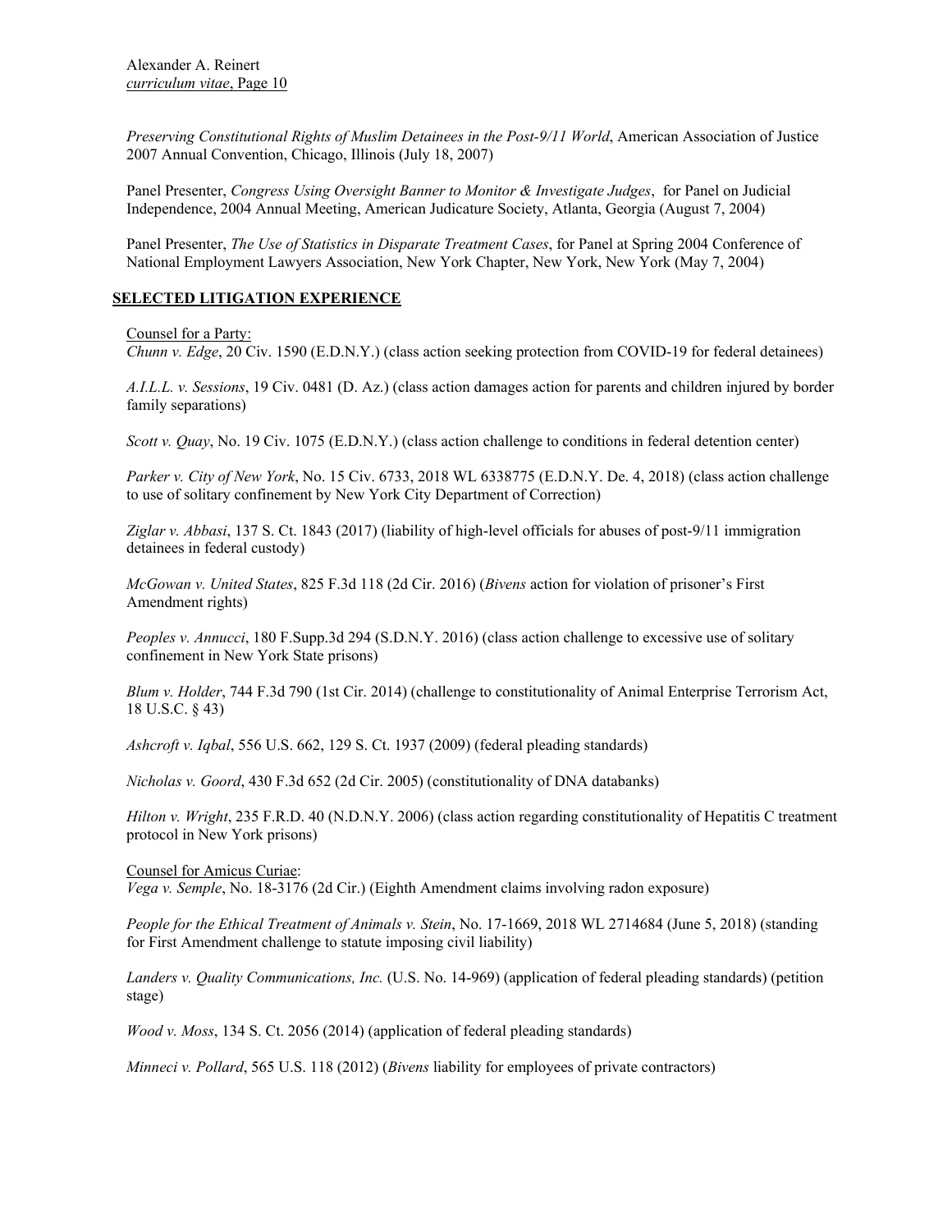*Preserving Constitutional Rights of Muslim Detainees in the Post-9/11 World*, American Association of Justice 2007 Annual Convention, Chicago, Illinois (July 18, 2007)

Panel Presenter, *Congress Using Oversight Banner to Monitor & Investigate Judges*, for Panel on Judicial Independence, 2004 Annual Meeting, American Judicature Society, Atlanta, Georgia (August 7, 2004)

Panel Presenter, *The Use of Statistics in Disparate Treatment Cases*, for Panel at Spring 2004 Conference of National Employment Lawyers Association, New York Chapter, New York, New York (May 7, 2004)

## SELECTED LITIGATION EXPERIENCE

Counsel for a Party:

*Chunn v. Edge*, 20 Civ. 1590 (E.D.N.Y.) (class action seeking protection from COVID-19 for federal detainees)

*A.I.L.L. v. Sessions*, 19 Civ. 0481 (D. Az.) (class action damages action for parents and children injured by border family separations)

*Scott v. Quay*, No. 19 Civ. 1075 (E.D.N.Y.) (class action challenge to conditions in federal detention center)

*Parker v. City of New York*, No. 15 Civ. 6733, 2018 WL 6338775 (E.D.N.Y. De. 4, 2018) (class action challenge to use of solitary confinement by New York City Department of Correction)

*Ziglar v. Abbasi*, 137 S. Ct. 1843 (2017) (liability of high-level officials for abuses of post-9/11 immigration detainees in federal custody)

*McGowan v. United States*, 825 F.3d 118 (2d Cir. 2016) (*Bivens* action for violation of prisoner's First Amendment rights)

*Peoples v. Annucci*, 180 F.Supp.3d 294 (S.D.N.Y. 2016) (class action challenge to excessive use of solitary confinement in New York State prisons)

*Blum v. Holder*, 744 F.3d 790 (1st Cir. 2014) (challenge to constitutionality of Animal Enterprise Terrorism Act, 18 U.S.C. § 43)

*Ashcroft v. Iqbal*, 556 U.S. 662, 129 S. Ct. 1937 (2009) (federal pleading standards)

*Nicholas v. Goord*, 430 F.3d 652 (2d Cir. 2005) (constitutionality of DNA databanks)

*Hilton v. Wright*, 235 F.R.D. 40 (N.D.N.Y. 2006) (class action regarding constitutionality of Hepatitis C treatment protocol in New York prisons)

Counsel for Amicus Curiae:

*Vega v. Semple*, No. 18-3176 (2d Cir.) (Eighth Amendment claims involving radon exposure)

*People for the Ethical Treatment of Animals v. Stein*, No. 17-1669, 2018 WL 2714684 (June 5, 2018) (standing for First Amendment challenge to statute imposing civil liability)

*Landers v. Quality Communications, Inc.* (U.S. No. 14-969) (application of federal pleading standards) (petition stage)

*Wood v. Moss*, 134 S. Ct. 2056 (2014) (application of federal pleading standards)

*Minneci v. Pollard*, 565 U.S. 118 (2012) (*Bivens* liability for employees of private contractors)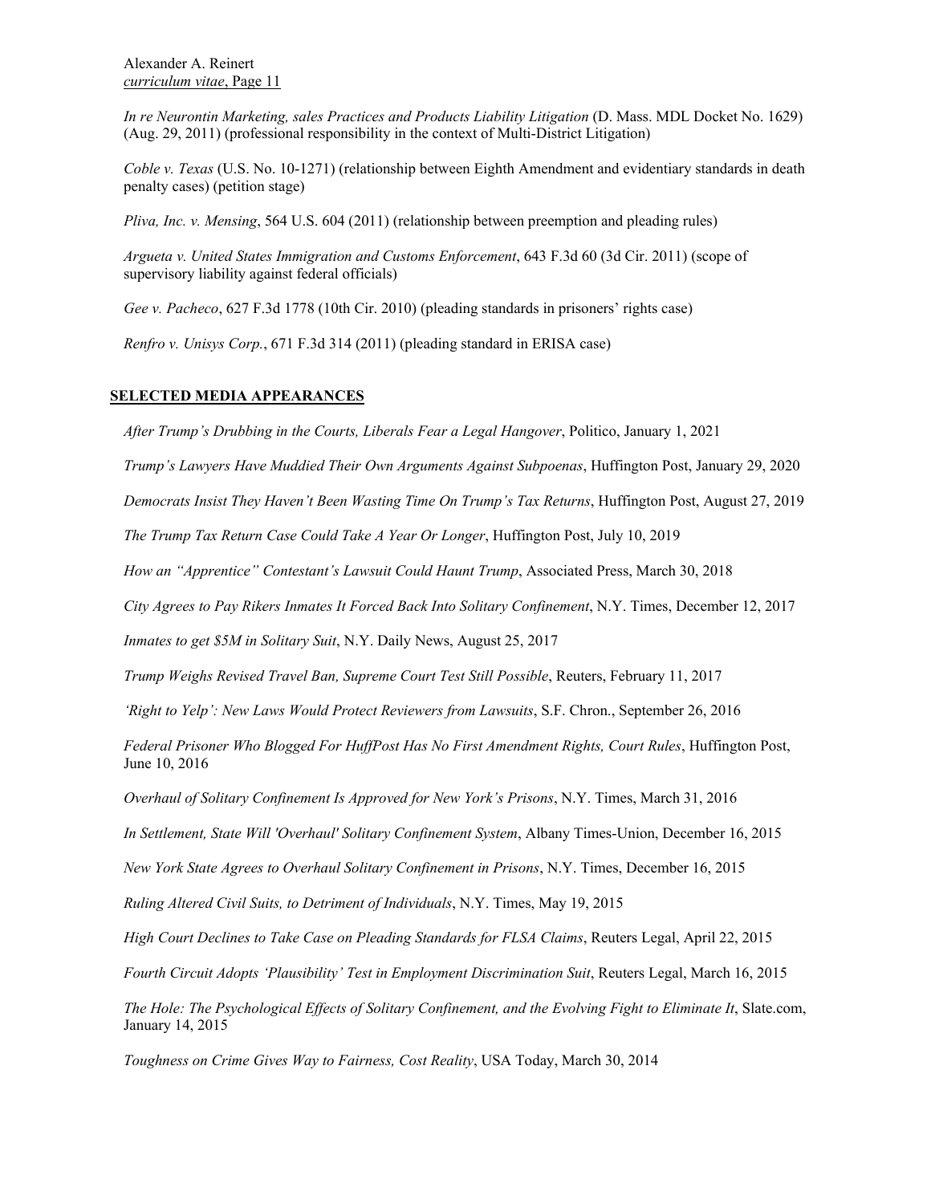*In re Neurontin Marketing, sales Practices and Products Liability Litigation* (D. Mass. MDL Docket No. 1629) (Aug. 29, 2011) (professional responsibility in the context of Multi-District Litigation)

*Coble v. Texas* (U.S. No. 10-1271) (relationship between Eighth Amendment and evidentiary standards in death penalty cases) (petition stage)

*Pliva, Inc. v. Mensing*, 564 U.S. 604 (2011) (relationship between preemption and pleading rules)

*Argueta v. United States Immigration and Customs Enforcement*, 643 F.3d 60 (3d Cir. 2011) (scope of supervisory liability against federal officials)

*Gee v. Pacheco*, 627 F.3d 1778 (10th Cir. 2010) (pleading standards in prisoners' rights case)

*Renfro v. Unisys Corp.*, 671 F.3d 314 (2011) (pleading standard in ERISA case)

## SELECTED MEDIA APPEARANCES

*After Trump's Drubbing in the Courts, Liberals Fear a Legal Hangover*, Politico, January 1, 2021

*Trump's Lawyers Have Muddied Their Own Arguments Against Subpoenas*, Huffington Post, January 29, 2020

*Democrats Insist They Haven't Been Wasting Time On Trump's Tax Returns*, Huffington Post, August 27, 2019

*The Trump Tax Return Case Could Take A Year Or Longer*, Huffington Post, July 10, 2019

*How an "Apprentice" Contestant's Lawsuit Could Haunt Trump*, Associated Press, March 30, 2018

*City Agrees to Pay Rikers Inmates It Forced Back Into Solitary Confinement*, N.Y. Times, December 12, 2017

*Inmates to get $5M in Solitary Suit*, N.Y. Daily News, August 25, 2017

*Trump Weighs Revised Travel Ban, Supreme Court Test Still Possible*, Reuters, February 11, 2017

*'Right to Yelp': New Laws Would Protect Reviewers from Lawsuits*, S.F. Chron., September 26, 2016

*Federal Prisoner Who Blogged For HuffPost Has No First Amendment Rights, Court Rules*, Huffington Post, June 10, 2016

*Overhaul of Solitary Confinement Is Approved for New York's Prisons*, N.Y. Times, March 31, 2016

*In Settlement, State Will 'Overhaul' Solitary Confinement System*, Albany Times-Union, December 16, 2015

*New York State Agrees to Overhaul Solitary Confinement in Prisons*, N.Y. Times, December 16, 2015

*Ruling Altered Civil Suits, to Detriment of Individuals*, N.Y. Times, May 19, 2015

*High Court Declines to Take Case on Pleading Standards for FLSA Claims*, Reuters Legal, April 22, 2015

*Fourth Circuit Adopts 'Plausibility' Test in Employment Discrimination Suit*, Reuters Legal, March 16, 2015

*The Hole: The Psychological Effects of Solitary Confinement, and the Evolving Fight to Eliminate It*, Slate.com, January 14, 2015

*Toughness on Crime Gives Way to Fairness, Cost Reality*, USA Today, March 30, 2014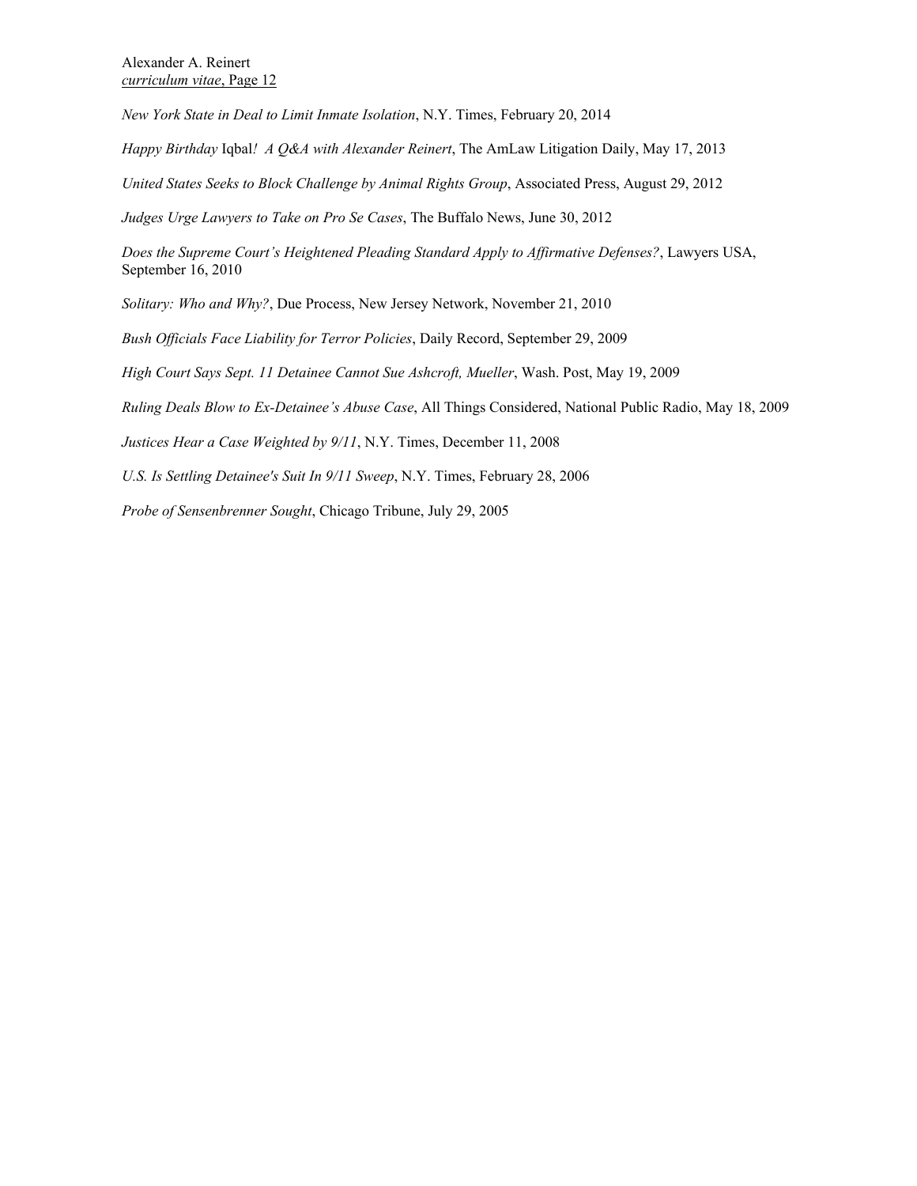*New York State in Deal to Limit Inmate Isolation*, N.Y. Times, February 20, 2014

*Happy Birthday* Iqbal*! A Q&A with Alexander Reinert*, The AmLaw Litigation Daily, May 17, 2013

*United States Seeks to Block Challenge by Animal Rights Group*, Associated Press, August 29, 2012

*Judges Urge Lawyers to Take on Pro Se Cases*, The Buffalo News, June 30, 2012

*Does the Supreme Court's Heightened Pleading Standard Apply to Affirmative Defenses?*, Lawyers USA, September 16, 2010

*Solitary: Who and Why?*, Due Process, New Jersey Network, November 21, 2010

*Bush Officials Face Liability for Terror Policies*, Daily Record, September 29, 2009

*High Court Says Sept. 11 Detainee Cannot Sue Ashcroft, Mueller*, Wash. Post, May 19, 2009

*Ruling Deals Blow to Ex-Detainee's Abuse Case*, All Things Considered, National Public Radio, May 18, 2009

*Justices Hear a Case Weighted by 9/11*, N.Y. Times, December 11, 2008

*U.S. Is Settling Detainee's Suit In 9/11 Sweep*, N.Y. Times, February 28, 2006

*Probe of Sensenbrenner Sought*, Chicago Tribune, July 29, 2005